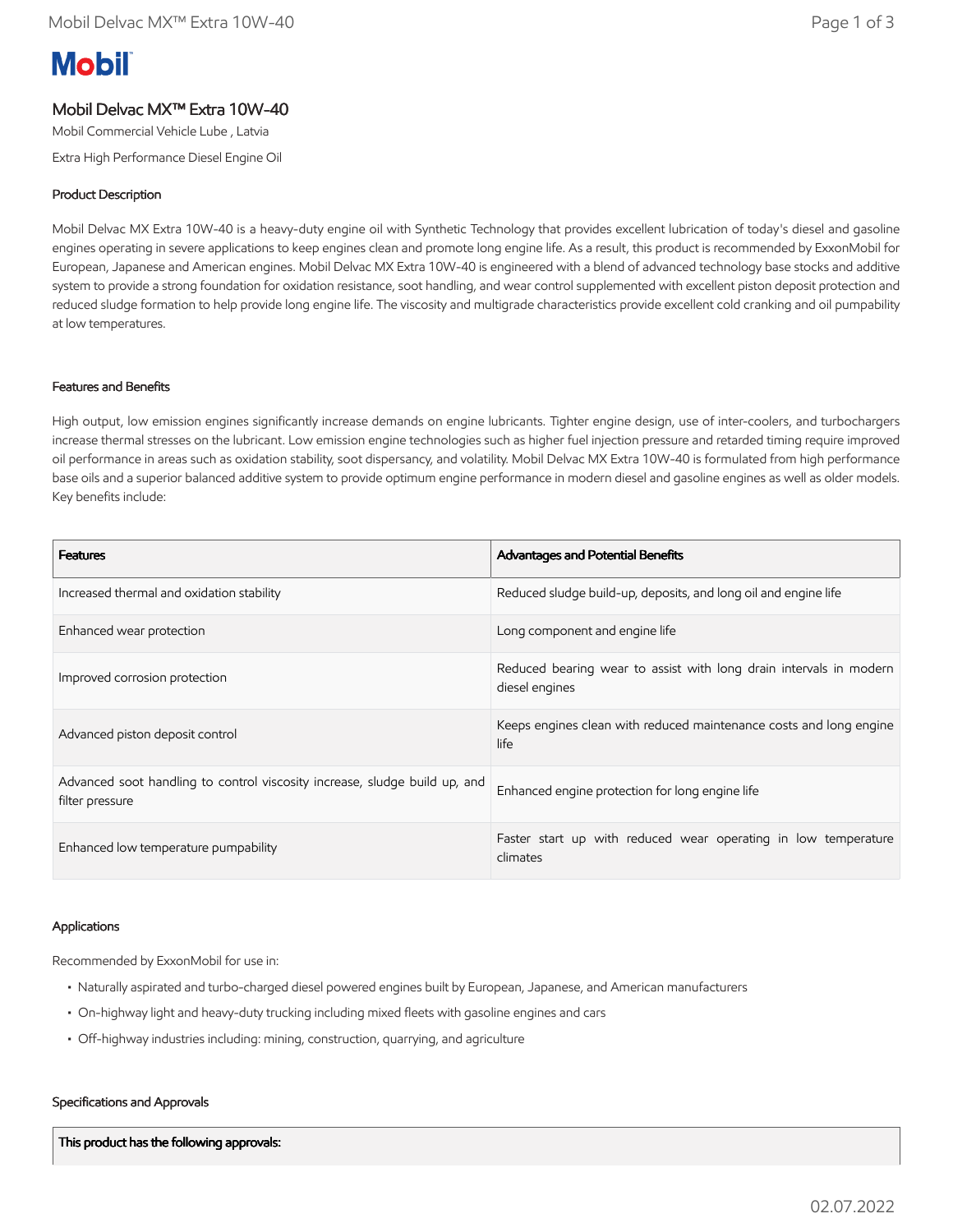# Mobil Delvac MX™ Extra 10W-40

Mobil Commercial Vehicle Lube , Latvia

Extra High Performance Diesel Engine Oil

## Product Description

Mobil Delvac MX Extra 10W-40 is a heavy-duty engine oil with Synthetic Technology that provides excellent lubrication of today's diesel and gasoline engines operating in severe applications to keep engines clean and promote long engine life. As a result, this product is recommended by ExxonMobil for European, Japanese and American engines. Mobil Delvac MX Extra 10W-40 is engineered with a blend of advanced technology base stocks and additive system to provide a strong foundation for oxidation resistance, soot handling, and wear control supplemented with excellent piston deposit protection and reduced sludge formation to help provide long engine life. The viscosity and multigrade characteristics provide excellent cold cranking and oil pumpability at low temperatures.

## Features and Benefits

High output, low emission engines significantly increase demands on engine lubricants. Tighter engine design, use of inter-coolers, and turbochargers increase thermal stresses on the lubricant. Low emission engine technologies such as higher fuel injection pressure and retarded timing require improved oil performance in areas such as oxidation stability, soot dispersancy, and volatility. Mobil Delvac MX Extra 10W-40 is formulated from high performance base oils and a superior balanced additive system to provide optimum engine performance in modern diesel and gasoline engines as well as older models. Key benefits include:

| Features | Advantages and Potential Benefits |
|---|---|
| Increased thermal and oxidation stability | Reduced sludge build-up, deposits, and long oil and engine life |
| Enhanced wear protection | Long component and engine life |
| Improved corrosion protection | Reduced bearing wear to assist with long drain intervals in modern diesel engines |
| Advanced piston deposit control | Keeps engines clean with reduced maintenance costs and long engine life |
| Advanced soot handling to control viscosity increase, sludge build up, and filter pressure | Enhanced engine protection for long engine life |
| Enhanced low temperature pumpability | Faster start up with reduced wear operating in low temperature climates |

## Applications

Recommended by ExxonMobil for use in:

- Naturally aspirated and turbo-charged diesel powered engines built by European, Japanese, and American manufacturers
- On-highway light and heavy-duty trucking including mixed fleets with gasoline engines and cars
- Off-highway industries including: mining, construction, quarrying, and agriculture

## Specifications and Approvals

| This product has the following approvals: |
|---|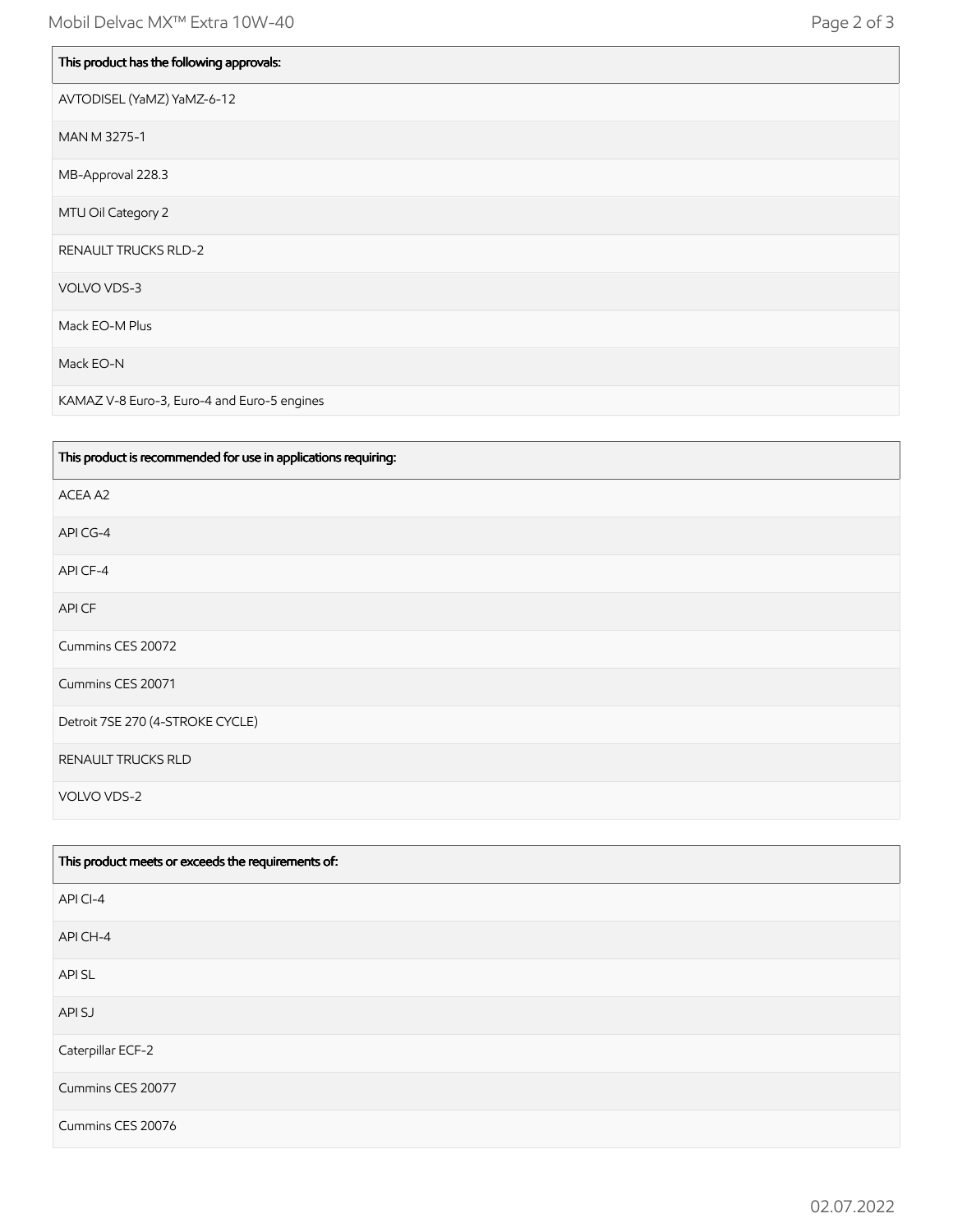| This product has the following approvals: |
| --- |
| AVTODISEL (YaMZ) YaMZ-6-12 |
| MAN M 3275-1 |
| MB-Approval 228.3 |
| MTU Oil Category 2 |
| RENAULT TRUCKS RLD-2 |
| VOLVO VDS-3 |
| Mack EO-M Plus |
| Mack EO-N |
| KAMAZ V-8 Euro-3, Euro-4 and Euro-5 engines |

| This product is recommended for use in applications requiring: |
| --- |
| ACEA A2 |
| API CG-4 |
| API CF-4 |
| API CF |
| Cummins CES 20072 |
| Cummins CES 20071 |
| Detroit 7SE 270 (4-STROKE CYCLE) |
| RENAULT TRUCKS RLD |
| VOLVO VDS-2 |

| This product meets or exceeds the requirements of: |
| --- |
| API CI-4 |
| API CH-4 |
| API SL |
| API SJ |
| Caterpillar ECF-2 |
| Cummins CES 20077 |
| Cummins CES 20076 |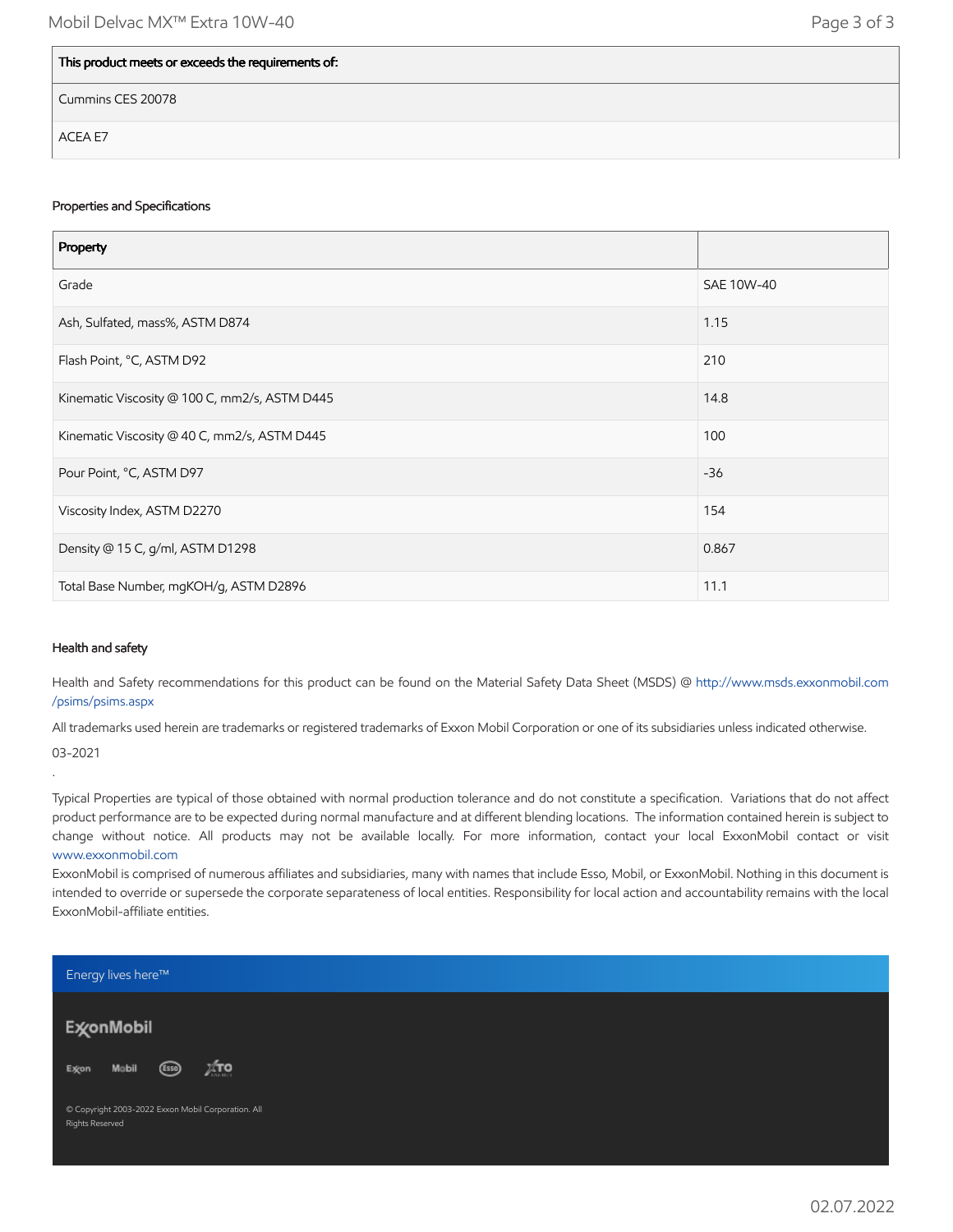| This product meets or exceeds the requirements of: |
| --- |
| Cummins CES 20078 |
| ACEA E7 |

### Properties and Specifications

| Property | |
| --- | --- |
| Grade | SAE 10W-40 |
| Ash, Sulfated, mass%, ASTM D874 | 1.15 |
| Flash Point, °C, ASTM D92 | 210 |
| Kinematic Viscosity @ 100 C, mm2/s, ASTM D445 | 14.8 |
| Kinematic Viscosity @ 40 C, mm2/s, ASTM D445 | 100 |
| Pour Point, °C, ASTM D97 | -36 |
| Viscosity Index, ASTM D2270 | 154 |
| Density @ 15 C, g/ml, ASTM D1298 | 0.867 |
| Total Base Number, mgKOH/g, ASTM D2896 | 11.1 |

### Health and safety

Health and Safety recommendations for this product can be found on the Material Safety Data Sheet (MSDS) @ http://www.msds.exxonmobil.com/psims/psims.aspx

All trademarks used herein are trademarks or registered trademarks of Exxon Mobil Corporation or one of its subsidiaries unless indicated otherwise.

03-2021

.

Typical Properties are typical of those obtained with normal production tolerance and do not constitute a specification. Variations that do not affect product performance are to be expected during normal manufacture and at different blending locations. The information contained herein is subject to change without notice. All products may not be available locally. For more information, contact your local ExxonMobil contact or visit www.exxonmobil.com

ExxonMobil is comprised of numerous affiliates and subsidiaries, many with names that include Esso, Mobil, or ExxonMobil. Nothing in this document is intended to override or supersede the corporate separateness of local entities. Responsibility for local action and accountability remains with the local ExxonMobil-affiliate entities.

Energy lives here™

ExxonMobil

© Copyright 2003-2022 Exxon Mobil Corporation. All Rights Reserved